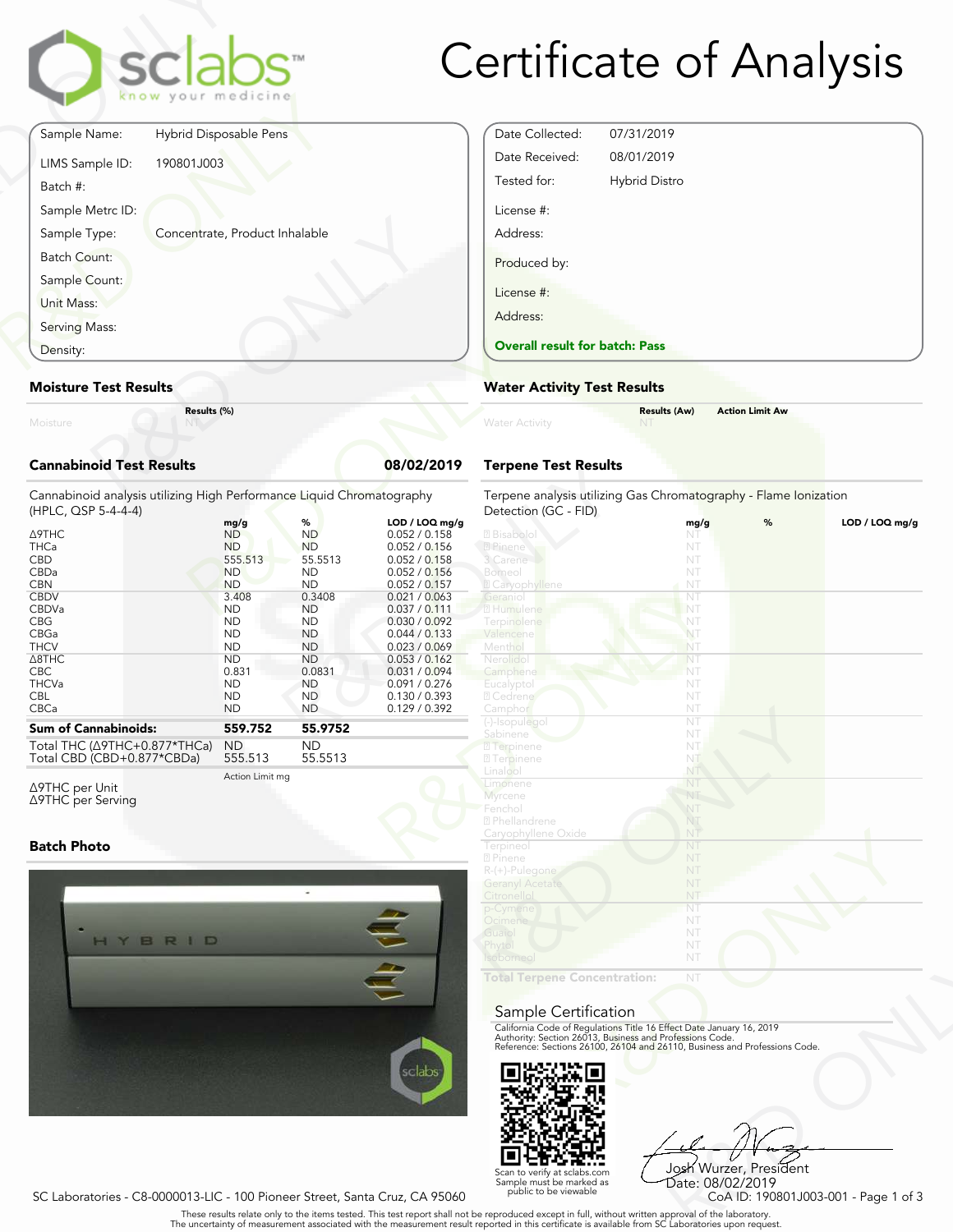# Certificate of Analysis

| | |
|---|---|
| Sample Name: | Hybrid Disposable Pens |
| LIMS Sample ID: | 190801J003 |
| Batch #: | |
| Sample Metrc ID: | |
| Sample Type: | Concentrate, Product Inhalable |
| Batch Count: | |
| Sample Count: | |
| Unit Mass: | |
| Serving Mass: | |
| Density: | |

| | |
|---|---|
| Date Collected: | 07/31/2019 |
| Date Received: | 08/01/2019 |
| Tested for: | Hybrid Distro |
| License #: | |
| Address: | |
| Produced by: | |
| License #: | |
| Address: | |

**Overall result for batch: Pass**

## Moisture Test Results

| | Results (%) |
|---|---|
| Moisture | NT |

## Water Activity Test Results

| | Results (Aw) | Action Limit Aw |
|---|---|---|
| Water Activity | NT | |

## Cannabinoid Test Results — 08/02/2019

Cannabinoid analysis utilizing High Performance Liquid Chromatography (HPLC, QSP 5-4-4-4)

| | mg/g | % | LOD / LOQ mg/g |
|---|---|---|---|
| Δ9THC | ND | ND | 0.052 / 0.158 |
| THCa | ND | ND | 0.052 / 0.156 |
| CBD | 555.513 | 55.5513 | 0.052 / 0.158 |
| CBDa | ND | ND | 0.052 / 0.156 |
| CBN | ND | ND | 0.052 / 0.157 |
| CBDV | 3.408 | 0.3408 | 0.021 / 0.063 |
| CBDVa | ND | ND | 0.037 / 0.111 |
| CBG | ND | ND | 0.030 / 0.092 |
| CBGa | ND | ND | 0.044 / 0.133 |
| THCV | ND | ND | 0.023 / 0.069 |
| Δ8THC | ND | ND | 0.053 / 0.162 |
| CBC | 0.831 | 0.0831 | 0.031 / 0.094 |
| THCVa | ND | ND | 0.091 / 0.276 |
| CBL | ND | ND | 0.130 / 0.393 |
| CBCa | ND | ND | 0.129 / 0.392 |
| **Sum of Cannabinoids:** | **559.752** | **55.9752** | |
| Total THC (Δ9THC+0.877*THCa) | ND | ND | |
| Total CBD (CBD+0.877*CBDa) | 555.513 | 55.5513 | |

| | Action Limit mg |
|---|---|
| Δ9THC per Unit | |
| Δ9THC per Serving | |

## Terpene Test Results

Terpene analysis utilizing Gas Chromatography - Flame Ionization Detection (GC - FID)

| | mg/g | % | LOD / LOQ mg/g |
|---|---|---|---|
| Bisabolol | NT | | |
| Pinene | NT | | |
| 3 Carene | NT | | |
| Borneol | NT | | |
| Caryophyllene | NT | | |
| Geraniol | NT | | |
| Humulene | NT | | |
| Terpinolene | NT | | |
| Valencene | NT | | |
| Menthol | NT | | |
| Nerolidol | NT | | |
| Camphene | NT | | |
| Eucalyptol | NT | | |
| Cedrene | NT | | |
| Camphor | NT | | |
| (-)-Isopulegol | NT | | |
| Sabinene | NT | | |
| Terpinene | NT | | |
| Terpinene | NT | | |
| Linalool | NT | | |
| Limonene | NT | | |
| Myrcene | NT | | |
| Fenchol | NT | | |
| Phellandrene | NT | | |
| Caryophyllene Oxide | NT | | |
| Terpineol | NT | | |
| Pinene | NT | | |
| R-(+)-Pulegone | NT | | |
| Geranyl Acetate | NT | | |
| Citronellol | NT | | |
| p-Cymene | NT | | |
| Ocimene | NT | | |
| Guaiol | NT | | |
| Phytol | NT | | |
| Isoborneol | NT | | |
| **Total Terpene Concentration:** | NT | | |

## Batch Photo

## Sample Certification

California Code of Regulations Title 16 Effect Date January 16, 2019
Authority: Section 26013, Business and Professions Code.
Reference: Sections 26100, 26104 and 26110, Business and Professions Code.

Scan to verify at sclabs.com
Sample must be marked as public to be viewable

Josh Wurzer, President
Date: 08/02/2019

SC Laboratories - C8-0000013-LIC - 100 Pioneer Street, Santa Cruz, CA 95060

CoA ID: 190801J003-001

These results relate only to the items tested. This test report shall not be reproduced except in full, without written approval of the laboratory.
The uncertainty of measurement associated with the measurement result reported in this certificate is available from SC Laboratories upon request.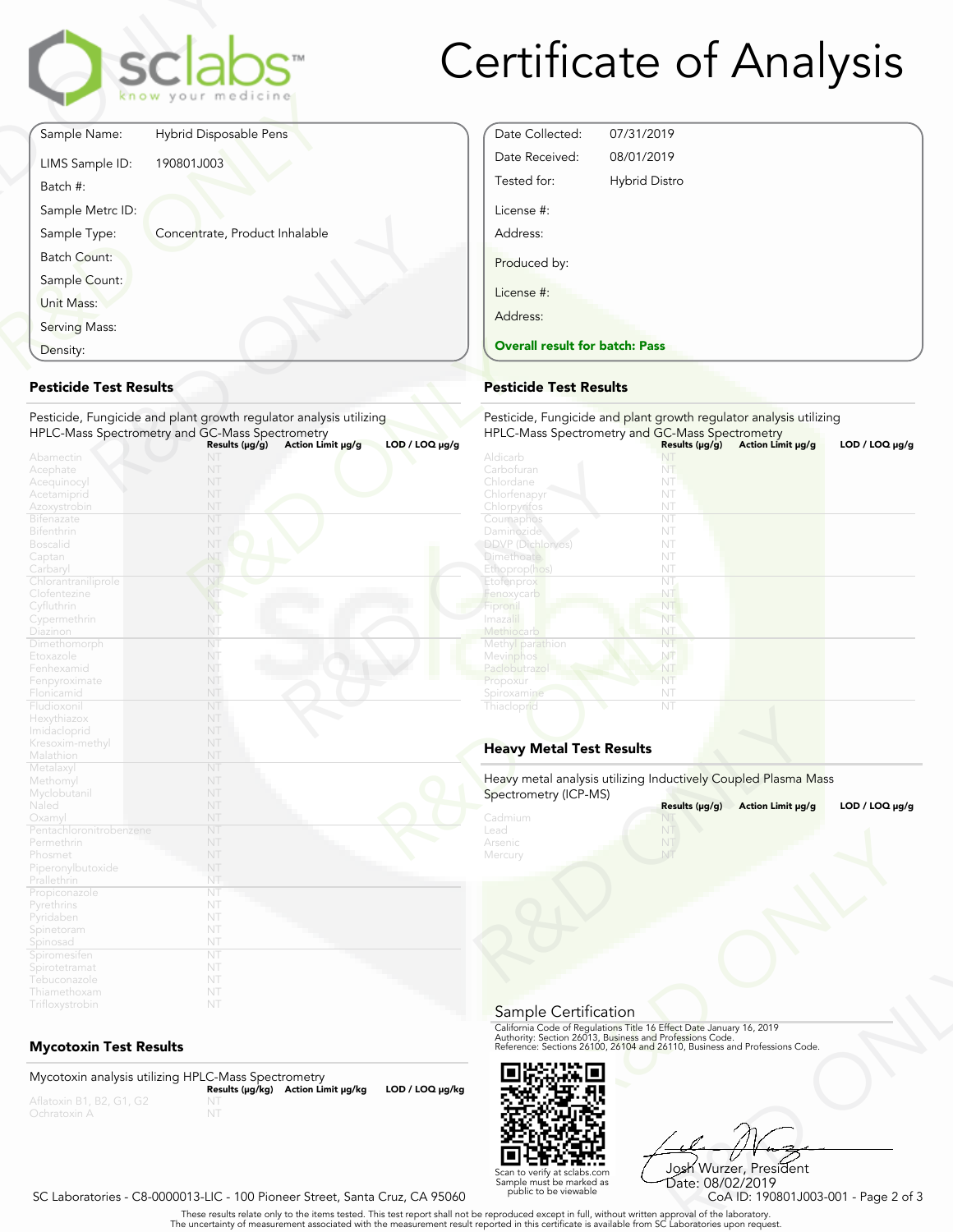# Certificate of Analysis

| | |
|---|---|
| Sample Name: | Hybrid Disposable Pens |
| LIMS Sample ID: | 190801J003 |
| Batch #: | |
| Sample Metrc ID: | |
| Sample Type: | Concentrate, Product Inhalable |
| Batch Count: | |
| Sample Count: | |
| Unit Mass: | |
| Serving Mass: | |
| Density: | |

| | |
|---|---|
| Date Collected: | 07/31/2019 |
| Date Received: | 08/01/2019 |
| Tested for: | Hybrid Distro |
| License #: | |
| Address: | |
| Produced by: | |
| License #: | |
| Address: | |

**Overall result for batch: Pass**

## Pesticide Test Results

Pesticide, Fungicide and plant growth regulator analysis utilizing HPLC-Mass Spectrometry and GC-Mass Spectrometry

| | Results (μg/g) | Action Limit μg/g | LOD / LOQ μg/g |
|---|---|---|---|
| Abamectin | NT | | |
| Acephate | NT | | |
| Acequinocyl | NT | | |
| Acetamiprid | NT | | |
| Azoxystrobin | NT | | |
| Bifenazate | NT | | |
| Bifenthrin | NT | | |
| Boscalid | NT | | |
| Captan | NT | | |
| Carbaryl | NT | | |
| Chlorantraniliprole | NT | | |
| Clofentezine | NT | | |
| Cyfluthrin | NT | | |
| Cypermethrin | NT | | |
| Diazinon | NT | | |
| Dimethomorph | NT | | |
| Etoxazole | NT | | |
| Fenhexamid | NT | | |
| Fenpyroximate | NT | | |
| Flonicamid | NT | | |
| Fludioxonil | NT | | |
| Hexythiazox | NT | | |
| Imidacloprid | NT | | |
| Kresoxim-methyl | NT | | |
| Malathion | NT | | |
| Metalaxyl | NT | | |
| Methomyl | NT | | |
| Myclobutanil | NT | | |
| Naled | NT | | |
| Oxamyl | NT | | |
| Pentachloronitrobenzene | NT | | |
| Permethrin | NT | | |
| Phosmet | NT | | |
| Piperonylbutoxide | NT | | |
| Prallethrin | NT | | |
| Propiconazole | NT | | |
| Pyrethrins | NT | | |
| Pyridaben | NT | | |
| Spinetoram | NT | | |
| Spinosad | NT | | |
| Spiromesifen | NT | | |
| Spirotetramat | NT | | |
| Tebuconazole | NT | | |
| Thiamethoxam | NT | | |
| Trifloxystrobin | NT | | |

## Pesticide Test Results

Pesticide, Fungicide and plant growth regulator analysis utilizing HPLC-Mass Spectrometry and GC-Mass Spectrometry

| | Results (μg/g) | Action Limit μg/g | LOD / LOQ μg/g |
|---|---|---|---|
| Aldicarb | NT | | |
| Carbofuran | NT | | |
| Chlordane | NT | | |
| Chlorfenapyr | NT | | |
| Chlorpyrifos | NT | | |
| Coumaphos | NT | | |
| Daminozide | NT | | |
| DDVP (Dichlorvos) | NT | | |
| Dimethoate | NT | | |
| Ethoprop(hos) | NT | | |
| Etofenprox | NT | | |
| Fenoxycarb | NT | | |
| Fipronil | NT | | |
| Imazalil | NT | | |
| Methiocarb | NT | | |
| Methyl parathion | NT | | |
| Mevinphos | NT | | |
| Paclobutrazol | NT | | |
| Propoxur | NT | | |
| Spiroxamine | NT | | |
| Thiacloprid | NT | | |

## Heavy Metal Test Results

Heavy metal analysis utilizing Inductively Coupled Plasma Mass Spectrometry (ICP-MS)

| | Results (μg/g) | Action Limit μg/g | LOD / LOQ μg/g |
|---|---|---|---|
| Cadmium | NT | | |
| Lead | NT | | |
| Arsenic | NT | | |
| Mercury | NT | | |

## Mycotoxin Test Results

Mycotoxin analysis utilizing HPLC-Mass Spectrometry

| | Results (μg/kg) | Action Limit μg/kg | LOD / LOQ μg/kg |
|---|---|---|---|
| Aflatoxin B1, B2, G1, G2 | NT | | |
| Ochratoxin A | NT | | |

## Sample Certification

California Code of Regulations Title 16 Effect Date January 16, 2019
Authority: Section 26013, Business and Professions Code.
Reference: Sections 26100, 26104 and 26110, Business and Professions Code.

Scan to verify at sclabs.com
Sample must be marked as public to be viewable

Josh Wurzer, President
Date: 08/02/2019

SC Laboratories - C8-0000013-LIC - 100 Pioneer Street, Santa Cruz, CA 95060

CoA ID: 190801J003-001

These results relate only to the items tested. This test report shall not be reproduced except in full, without written approval of the laboratory.
The uncertainty of measurement associated with the measurement result reported in this certificate is available from SC Laboratories upon request.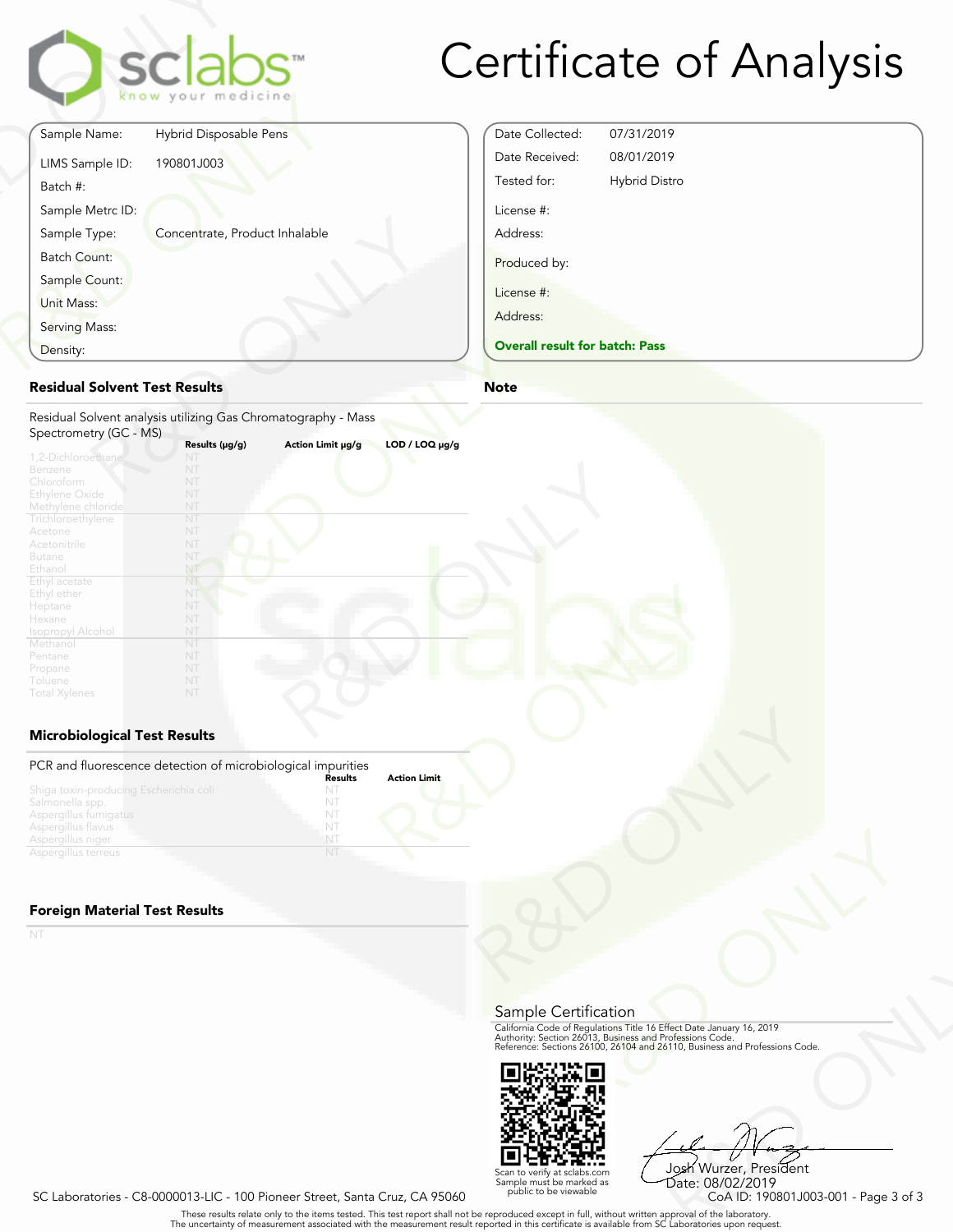# Certificate of Analysis

| | |
|---|---|
| Sample Name: | Hybrid Disposable Pens |
| LIMS Sample ID: | 190801J003 |
| Batch #: | |
| Sample Metrc ID: | |
| Sample Type: | Concentrate, Product Inhalable |
| Batch Count: | |
| Sample Count: | |
| Unit Mass: | |
| Serving Mass: | |
| Density: | |

| | |
|---|---|
| Date Collected: | 07/31/2019 |
| Date Received: | 08/01/2019 |
| Tested for: | Hybrid Distro |
| License #: | |
| Address: | |
| Produced by: | |
| License #: | |
| Address: | |

**Overall result for batch: Pass**

## Residual Solvent Test Results

Residual Solvent analysis utilizing Gas Chromatography - Mass Spectrometry (GC - MS)

| | Results (µg/g) | Action Limit µg/g | LOD / LOQ µg/g |
|---|---|---|---|
| 1,2-Dichloroethane | NT | | |
| Benzene | NT | | |
| Chloroform | NT | | |
| Ethylene Oxide | NT | | |
| Methylene chloride | NT | | |
| Trichloroethylene | NT | | |
| Acetone | NT | | |
| Acetonitrile | NT | | |
| Butane | NT | | |
| Ethanol | NT | | |
| Ethyl acetate | NT | | |
| Ethyl ether | NT | | |
| Heptane | NT | | |
| Hexane | NT | | |
| Isopropyl Alcohol | NT | | |
| Methanol | NT | | |
| Pentane | NT | | |
| Propane | NT | | |
| Toluene | NT | | |
| Total Xylenes | NT | | |

## Note

## Microbiological Test Results

PCR and fluorescence detection of microbiological impurities

| | Results | Action Limit |
|---|---|---|
| Shiga toxin-producing Escherichia coli | NT | |
| Salmonella spp. | NT | |
| Aspergillus fumigatus | NT | |
| Aspergillus flavus | NT | |
| Aspergillus niger | NT | |
| Aspergillus terreus | NT | |

## Foreign Material Test Results

NT

## Sample Certification

California Code of Regulations Title 16 Effect Date January 16, 2019
Authority: Section 26013, Business and Professions Code.
Reference: Sections 26100, 26104 and 26110, Business and Professions Code.

Scan to verify at sclabs.com
Sample must be marked as public to be viewable

Josh Wurzer, President
Date: 08/02/2019

SC Laboratories - C8-0000013-LIC - 100 Pioneer Street, Santa Cruz, CA 95060

CoA ID: 190801J003-001

These results relate only to the items tested. This test report shall not be reproduced except in full, without written approval of the laboratory.
The uncertainty of measurement associated with the measurement result reported in this certificate is available from SC Laboratories upon request.